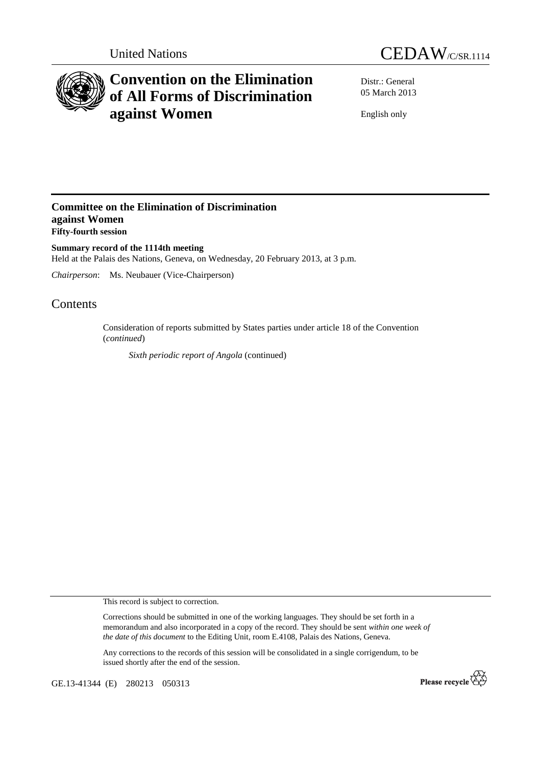United Nations

CEDAW/C/SR.1114

# Convention on the Elimination of All Forms of Discrimination against Women

Distr.: General
05 March 2013

English only

## Committee on the Elimination of Discrimination against Women
**Fifty-fourth session**

**Summary record of the 1114th meeting**
Held at the Palais des Nations, Geneva, on Wednesday, 20 February 2013, at 3 p.m.

*Chairperson*: Ms. Neubauer (Vice-Chairperson)

# Contents

Consideration of reports submitted by States parties under article 18 of the Convention (*continued*)

*Sixth periodic report of Angola* (continued)

This record is subject to correction.

Corrections should be submitted in one of the working languages. They should be set forth in a memorandum and also incorporated in a copy of the record. They should be sent *within one week of the date of this document* to the Editing Unit, room E.4108, Palais des Nations, Geneva.

Any corrections to the records of this session will be consolidated in a single corrigendum, to be issued shortly after the end of the session.

GE.13-41344 (E) 280213 050313

Please recycle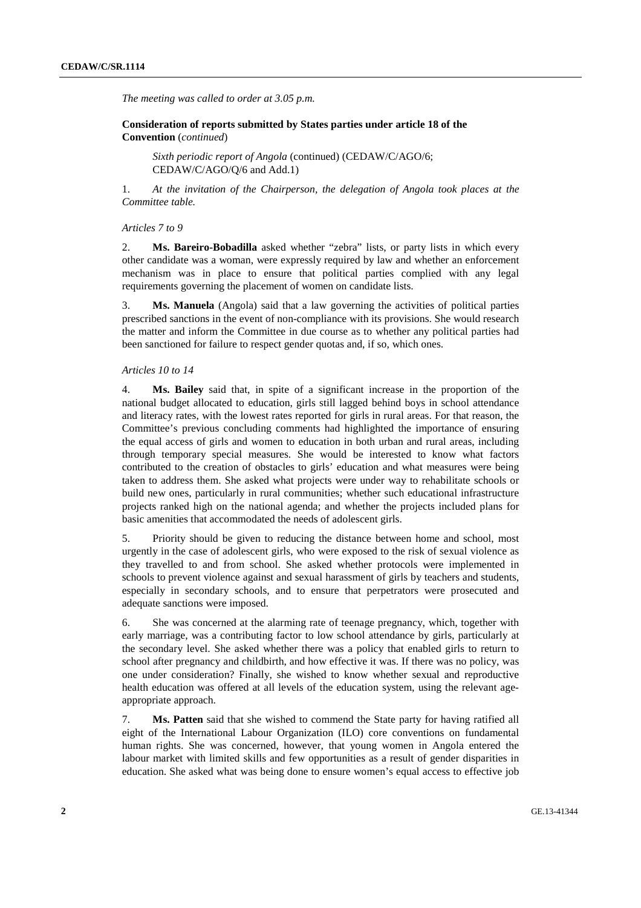*The meeting was called to order at 3.05 p.m.*

**Consideration of reports submitted by States parties under article 18 of the Convention** (*continued*)

*Sixth periodic report of Angola* (continued) (CEDAW/C/AGO/6; CEDAW/C/AGO/Q/6 and Add.1)

1. *At the invitation of the Chairperson, the delegation of Angola took places at the Committee table.*

*Articles 7 to 9*

2. **Ms. Bareiro-Bobadilla** asked whether "zebra" lists, or party lists in which every other candidate was a woman, were expressly required by law and whether an enforcement mechanism was in place to ensure that political parties complied with any legal requirements governing the placement of women on candidate lists.

3. **Ms. Manuela** (Angola) said that a law governing the activities of political parties prescribed sanctions in the event of non-compliance with its provisions. She would research the matter and inform the Committee in due course as to whether any political parties had been sanctioned for failure to respect gender quotas and, if so, which ones.

*Articles 10 to 14*

4. **Ms. Bailey** said that, in spite of a significant increase in the proportion of the national budget allocated to education, girls still lagged behind boys in school attendance and literacy rates, with the lowest rates reported for girls in rural areas. For that reason, the Committee's previous concluding comments had highlighted the importance of ensuring the equal access of girls and women to education in both urban and rural areas, including through temporary special measures. She would be interested to know what factors contributed to the creation of obstacles to girls' education and what measures were being taken to address them. She asked what projects were under way to rehabilitate schools or build new ones, particularly in rural communities; whether such educational infrastructure projects ranked high on the national agenda; and whether the projects included plans for basic amenities that accommodated the needs of adolescent girls.

5. Priority should be given to reducing the distance between home and school, most urgently in the case of adolescent girls, who were exposed to the risk of sexual violence as they travelled to and from school. She asked whether protocols were implemented in schools to prevent violence against and sexual harassment of girls by teachers and students, especially in secondary schools, and to ensure that perpetrators were prosecuted and adequate sanctions were imposed.

6. She was concerned at the alarming rate of teenage pregnancy, which, together with early marriage, was a contributing factor to low school attendance by girls, particularly at the secondary level. She asked whether there was a policy that enabled girls to return to school after pregnancy and childbirth, and how effective it was. If there was no policy, was one under consideration? Finally, she wished to know whether sexual and reproductive health education was offered at all levels of the education system, using the relevant age-appropriate approach.

7. **Ms. Patten** said that she wished to commend the State party for having ratified all eight of the International Labour Organization (ILO) core conventions on fundamental human rights. She was concerned, however, that young women in Angola entered the labour market with limited skills and few opportunities as a result of gender disparities in education. She asked what was being done to ensure women's equal access to effective job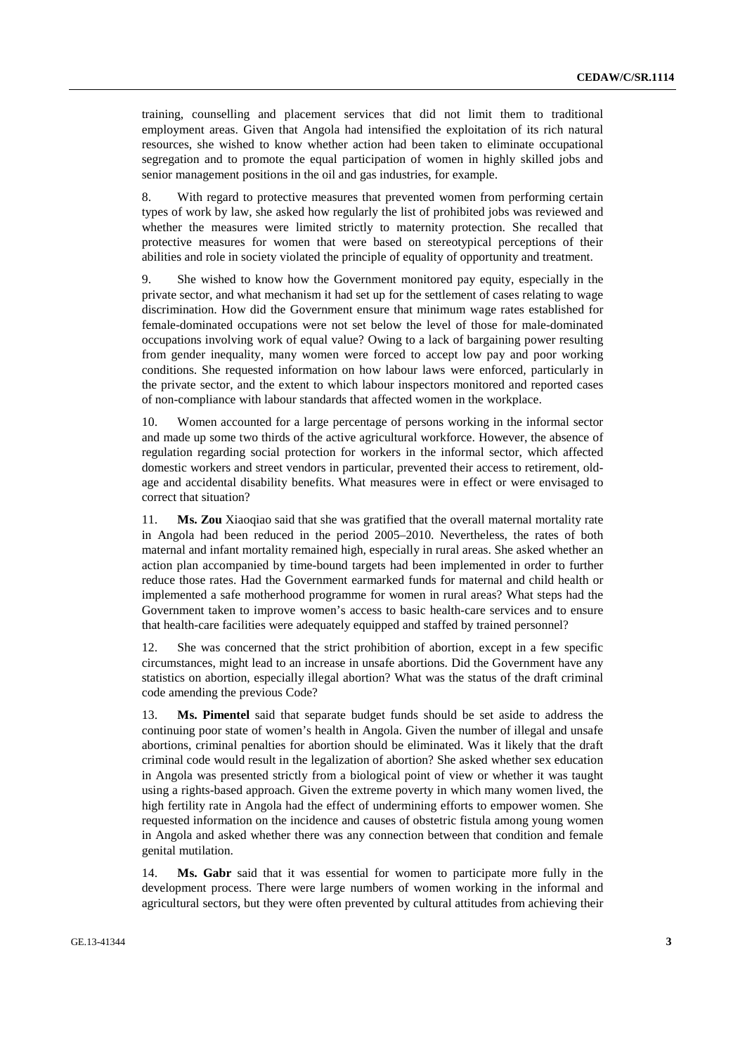training, counselling and placement services that did not limit them to traditional employment areas. Given that Angola had intensified the exploitation of its rich natural resources, she wished to know whether action had been taken to eliminate occupational segregation and to promote the equal participation of women in highly skilled jobs and senior management positions in the oil and gas industries, for example.

8. With regard to protective measures that prevented women from performing certain types of work by law, she asked how regularly the list of prohibited jobs was reviewed and whether the measures were limited strictly to maternity protection. She recalled that protective measures for women that were based on stereotypical perceptions of their abilities and role in society violated the principle of equality of opportunity and treatment.

9. She wished to know how the Government monitored pay equity, especially in the private sector, and what mechanism it had set up for the settlement of cases relating to wage discrimination. How did the Government ensure that minimum wage rates established for female-dominated occupations were not set below the level of those for male-dominated occupations involving work of equal value? Owing to a lack of bargaining power resulting from gender inequality, many women were forced to accept low pay and poor working conditions. She requested information on how labour laws were enforced, particularly in the private sector, and the extent to which labour inspectors monitored and reported cases of non-compliance with labour standards that affected women in the workplace.

10. Women accounted for a large percentage of persons working in the informal sector and made up some two thirds of the active agricultural workforce. However, the absence of regulation regarding social protection for workers in the informal sector, which affected domestic workers and street vendors in particular, prevented their access to retirement, old-age and accidental disability benefits. What measures were in effect or were envisaged to correct that situation?

11. **Ms. Zou** Xiaoqiao said that she was gratified that the overall maternal mortality rate in Angola had been reduced in the period 2005–2010. Nevertheless, the rates of both maternal and infant mortality remained high, especially in rural areas. She asked whether an action plan accompanied by time-bound targets had been implemented in order to further reduce those rates. Had the Government earmarked funds for maternal and child health or implemented a safe motherhood programme for women in rural areas? What steps had the Government taken to improve women's access to basic health-care services and to ensure that health-care facilities were adequately equipped and staffed by trained personnel?

12. She was concerned that the strict prohibition of abortion, except in a few specific circumstances, might lead to an increase in unsafe abortions. Did the Government have any statistics on abortion, especially illegal abortion? What was the status of the draft criminal code amending the previous Code?

13. **Ms. Pimentel** said that separate budget funds should be set aside to address the continuing poor state of women's health in Angola. Given the number of illegal and unsafe abortions, criminal penalties for abortion should be eliminated. Was it likely that the draft criminal code would result in the legalization of abortion? She asked whether sex education in Angola was presented strictly from a biological point of view or whether it was taught using a rights-based approach. Given the extreme poverty in which many women lived, the high fertility rate in Angola had the effect of undermining efforts to empower women. She requested information on the incidence and causes of obstetric fistula among young women in Angola and asked whether there was any connection between that condition and female genital mutilation.

14. **Ms. Gabr** said that it was essential for women to participate more fully in the development process. There were large numbers of women working in the informal and agricultural sectors, but they were often prevented by cultural attitudes from achieving their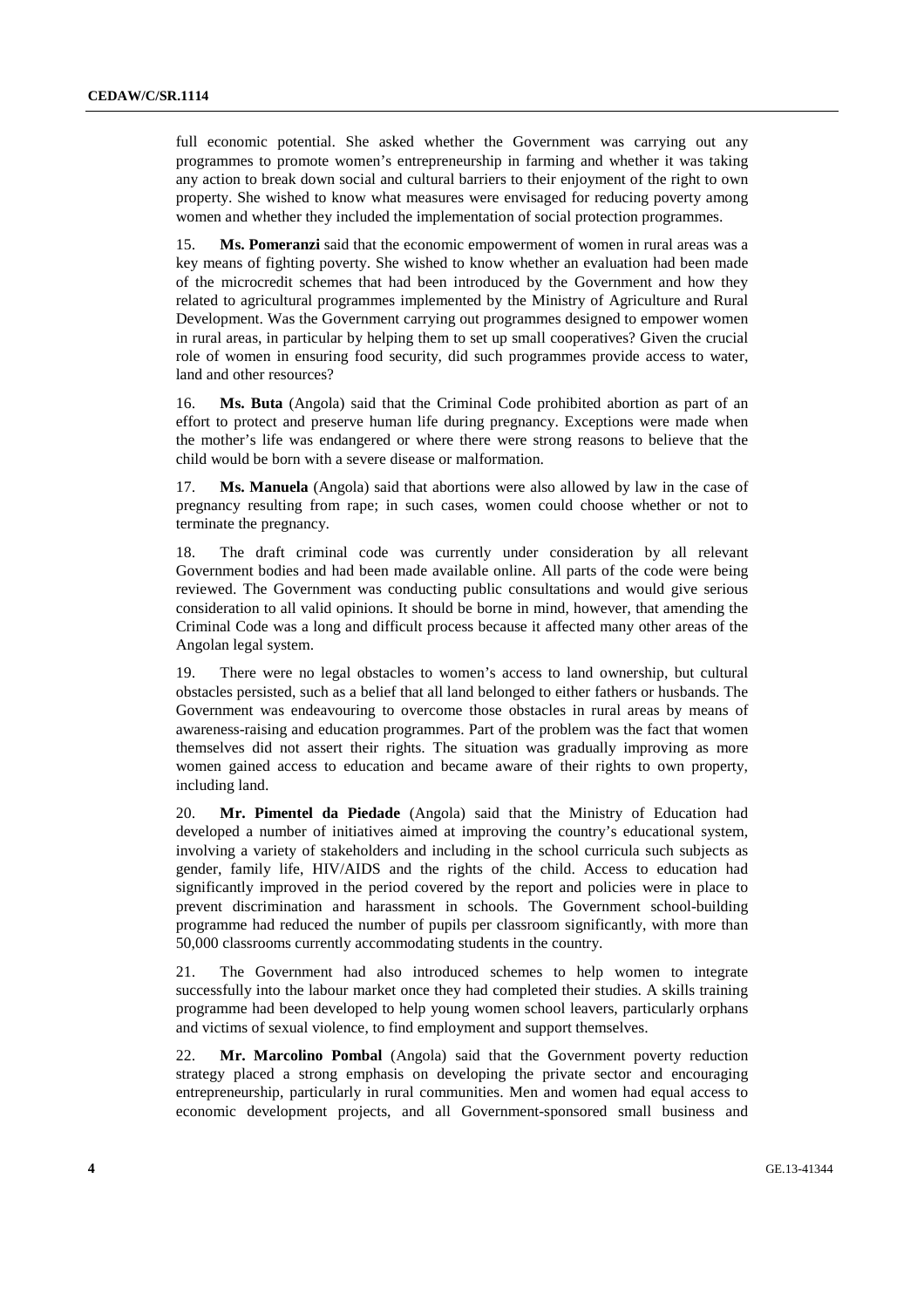full economic potential. She asked whether the Government was carrying out any programmes to promote women's entrepreneurship in farming and whether it was taking any action to break down social and cultural barriers to their enjoyment of the right to own property. She wished to know what measures were envisaged for reducing poverty among women and whether they included the implementation of social protection programmes.

15. **Ms. Pomeranzi** said that the economic empowerment of women in rural areas was a key means of fighting poverty. She wished to know whether an evaluation had been made of the microcredit schemes that had been introduced by the Government and how they related to agricultural programmes implemented by the Ministry of Agriculture and Rural Development. Was the Government carrying out programmes designed to empower women in rural areas, in particular by helping them to set up small cooperatives? Given the crucial role of women in ensuring food security, did such programmes provide access to water, land and other resources?

16. **Ms. Buta** (Angola) said that the Criminal Code prohibited abortion as part of an effort to protect and preserve human life during pregnancy. Exceptions were made when the mother's life was endangered or where there were strong reasons to believe that the child would be born with a severe disease or malformation.

17. **Ms. Manuela** (Angola) said that abortions were also allowed by law in the case of pregnancy resulting from rape; in such cases, women could choose whether or not to terminate the pregnancy.

18. The draft criminal code was currently under consideration by all relevant Government bodies and had been made available online. All parts of the code were being reviewed. The Government was conducting public consultations and would give serious consideration to all valid opinions. It should be borne in mind, however, that amending the Criminal Code was a long and difficult process because it affected many other areas of the Angolan legal system.

19. There were no legal obstacles to women's access to land ownership, but cultural obstacles persisted, such as a belief that all land belonged to either fathers or husbands. The Government was endeavouring to overcome those obstacles in rural areas by means of awareness-raising and education programmes. Part of the problem was the fact that women themselves did not assert their rights. The situation was gradually improving as more women gained access to education and became aware of their rights to own property, including land.

20. **Mr. Pimentel da Piedade** (Angola) said that the Ministry of Education had developed a number of initiatives aimed at improving the country's educational system, involving a variety of stakeholders and including in the school curricula such subjects as gender, family life, HIV/AIDS and the rights of the child. Access to education had significantly improved in the period covered by the report and policies were in place to prevent discrimination and harassment in schools. The Government school-building programme had reduced the number of pupils per classroom significantly, with more than 50,000 classrooms currently accommodating students in the country.

21. The Government had also introduced schemes to help women to integrate successfully into the labour market once they had completed their studies. A skills training programme had been developed to help young women school leavers, particularly orphans and victims of sexual violence, to find employment and support themselves.

22. **Mr. Marcolino Pombal** (Angola) said that the Government poverty reduction strategy placed a strong emphasis on developing the private sector and encouraging entrepreneurship, particularly in rural communities. Men and women had equal access to economic development projects, and all Government-sponsored small business and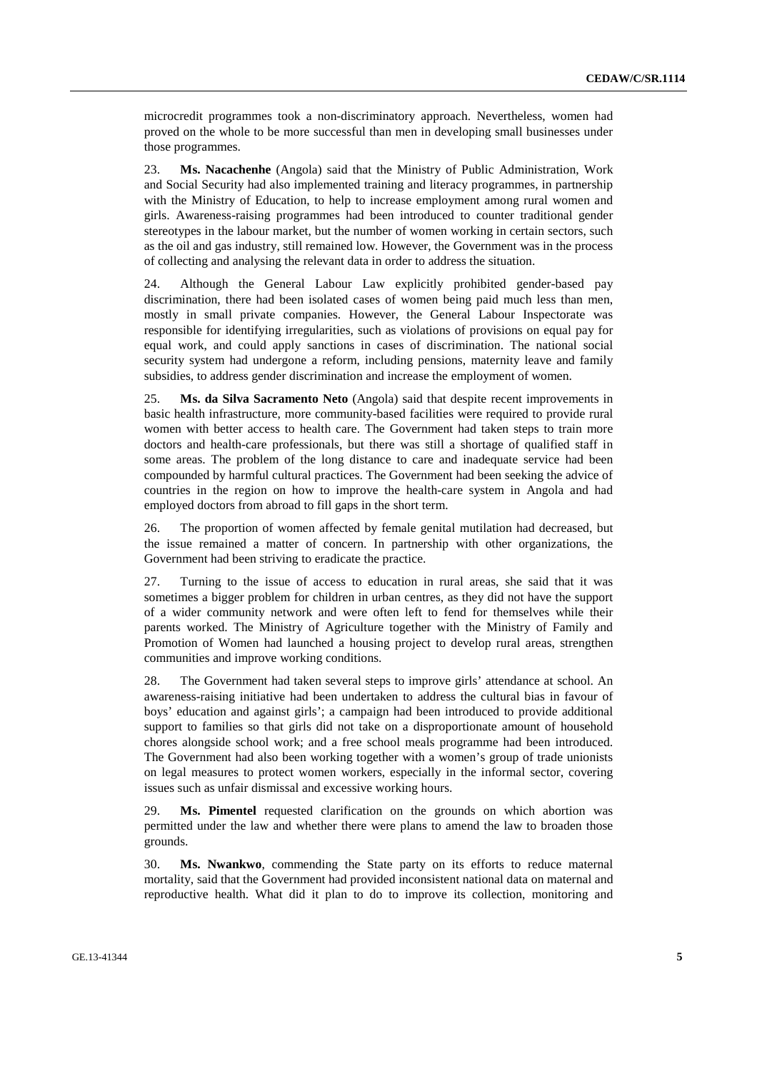microcredit programmes took a non-discriminatory approach. Nevertheless, women had proved on the whole to be more successful than men in developing small businesses under those programmes.

23. **Ms. Nacachenhe** (Angola) said that the Ministry of Public Administration, Work and Social Security had also implemented training and literacy programmes, in partnership with the Ministry of Education, to help to increase employment among rural women and girls. Awareness-raising programmes had been introduced to counter traditional gender stereotypes in the labour market, but the number of women working in certain sectors, such as the oil and gas industry, still remained low. However, the Government was in the process of collecting and analysing the relevant data in order to address the situation.

24. Although the General Labour Law explicitly prohibited gender-based pay discrimination, there had been isolated cases of women being paid much less than men, mostly in small private companies. However, the General Labour Inspectorate was responsible for identifying irregularities, such as violations of provisions on equal pay for equal work, and could apply sanctions in cases of discrimination. The national social security system had undergone a reform, including pensions, maternity leave and family subsidies, to address gender discrimination and increase the employment of women.

25. **Ms. da Silva Sacramento Neto** (Angola) said that despite recent improvements in basic health infrastructure, more community-based facilities were required to provide rural women with better access to health care. The Government had taken steps to train more doctors and health-care professionals, but there was still a shortage of qualified staff in some areas. The problem of the long distance to care and inadequate service had been compounded by harmful cultural practices. The Government had been seeking the advice of countries in the region on how to improve the health-care system in Angola and had employed doctors from abroad to fill gaps in the short term.

26. The proportion of women affected by female genital mutilation had decreased, but the issue remained a matter of concern. In partnership with other organizations, the Government had been striving to eradicate the practice.

27. Turning to the issue of access to education in rural areas, she said that it was sometimes a bigger problem for children in urban centres, as they did not have the support of a wider community network and were often left to fend for themselves while their parents worked. The Ministry of Agriculture together with the Ministry of Family and Promotion of Women had launched a housing project to develop rural areas, strengthen communities and improve working conditions.

28. The Government had taken several steps to improve girls' attendance at school. An awareness-raising initiative had been undertaken to address the cultural bias in favour of boys' education and against girls'; a campaign had been introduced to provide additional support to families so that girls did not take on a disproportionate amount of household chores alongside school work; and a free school meals programme had been introduced. The Government had also been working together with a women's group of trade unionists on legal measures to protect women workers, especially in the informal sector, covering issues such as unfair dismissal and excessive working hours.

29. **Ms. Pimentel** requested clarification on the grounds on which abortion was permitted under the law and whether there were plans to amend the law to broaden those grounds.

30. **Ms. Nwankwo**, commending the State party on its efforts to reduce maternal mortality, said that the Government had provided inconsistent national data on maternal and reproductive health. What did it plan to do to improve its collection, monitoring and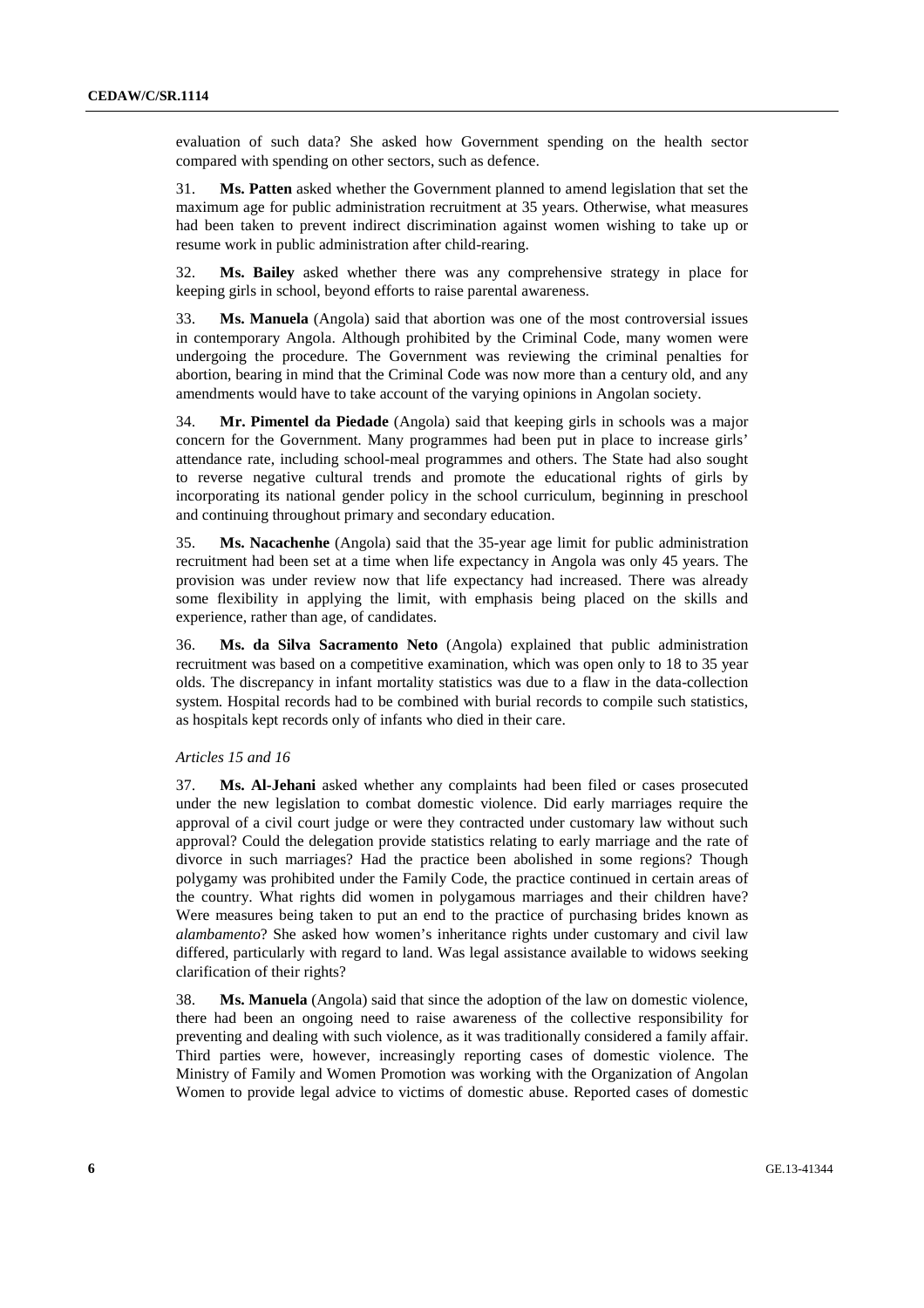evaluation of such data? She asked how Government spending on the health sector compared with spending on other sectors, such as defence.

31. **Ms. Patten** asked whether the Government planned to amend legislation that set the maximum age for public administration recruitment at 35 years. Otherwise, what measures had been taken to prevent indirect discrimination against women wishing to take up or resume work in public administration after child-rearing.

32. **Ms. Bailey** asked whether there was any comprehensive strategy in place for keeping girls in school, beyond efforts to raise parental awareness.

33. **Ms. Manuela** (Angola) said that abortion was one of the most controversial issues in contemporary Angola. Although prohibited by the Criminal Code, many women were undergoing the procedure. The Government was reviewing the criminal penalties for abortion, bearing in mind that the Criminal Code was now more than a century old, and any amendments would have to take account of the varying opinions in Angolan society.

34. **Mr. Pimentel da Piedade** (Angola) said that keeping girls in schools was a major concern for the Government. Many programmes had been put in place to increase girls' attendance rate, including school-meal programmes and others. The State had also sought to reverse negative cultural trends and promote the educational rights of girls by incorporating its national gender policy in the school curriculum, beginning in preschool and continuing throughout primary and secondary education.

35. **Ms. Nacachenhe** (Angola) said that the 35-year age limit for public administration recruitment had been set at a time when life expectancy in Angola was only 45 years. The provision was under review now that life expectancy had increased. There was already some flexibility in applying the limit, with emphasis being placed on the skills and experience, rather than age, of candidates.

36. **Ms. da Silva Sacramento Neto** (Angola) explained that public administration recruitment was based on a competitive examination, which was open only to 18 to 35 year olds. The discrepancy in infant mortality statistics was due to a flaw in the data-collection system. Hospital records had to be combined with burial records to compile such statistics, as hospitals kept records only of infants who died in their care.

*Articles 15 and 16*

37. **Ms. Al-Jehani** asked whether any complaints had been filed or cases prosecuted under the new legislation to combat domestic violence. Did early marriages require the approval of a civil court judge or were they contracted under customary law without such approval? Could the delegation provide statistics relating to early marriage and the rate of divorce in such marriages? Had the practice been abolished in some regions? Though polygamy was prohibited under the Family Code, the practice continued in certain areas of the country. What rights did women in polygamous marriages and their children have? Were measures being taken to put an end to the practice of purchasing brides known as *alambamento*? She asked how women's inheritance rights under customary and civil law differed, particularly with regard to land. Was legal assistance available to widows seeking clarification of their rights?

38. **Ms. Manuela** (Angola) said that since the adoption of the law on domestic violence, there had been an ongoing need to raise awareness of the collective responsibility for preventing and dealing with such violence, as it was traditionally considered a family affair. Third parties were, however, increasingly reporting cases of domestic violence. The Ministry of Family and Women Promotion was working with the Organization of Angolan Women to provide legal advice to victims of domestic abuse. Reported cases of domestic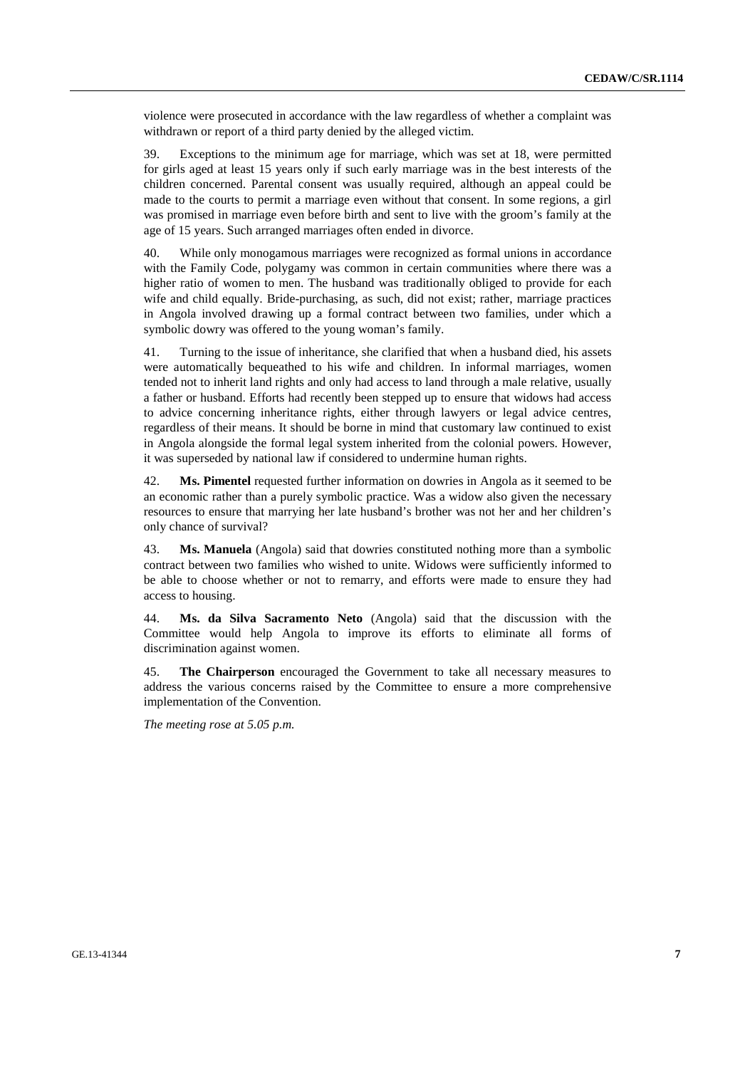violence were prosecuted in accordance with the law regardless of whether a complaint was withdrawn or report of a third party denied by the alleged victim.

39. Exceptions to the minimum age for marriage, which was set at 18, were permitted for girls aged at least 15 years only if such early marriage was in the best interests of the children concerned. Parental consent was usually required, although an appeal could be made to the courts to permit a marriage even without that consent. In some regions, a girl was promised in marriage even before birth and sent to live with the groom's family at the age of 15 years. Such arranged marriages often ended in divorce.

40. While only monogamous marriages were recognized as formal unions in accordance with the Family Code, polygamy was common in certain communities where there was a higher ratio of women to men. The husband was traditionally obliged to provide for each wife and child equally. Bride-purchasing, as such, did not exist; rather, marriage practices in Angola involved drawing up a formal contract between two families, under which a symbolic dowry was offered to the young woman's family.

41. Turning to the issue of inheritance, she clarified that when a husband died, his assets were automatically bequeathed to his wife and children. In informal marriages, women tended not to inherit land rights and only had access to land through a male relative, usually a father or husband. Efforts had recently been stepped up to ensure that widows had access to advice concerning inheritance rights, either through lawyers or legal advice centres, regardless of their means. It should be borne in mind that customary law continued to exist in Angola alongside the formal legal system inherited from the colonial powers. However, it was superseded by national law if considered to undermine human rights.

42. **Ms. Pimentel** requested further information on dowries in Angola as it seemed to be an economic rather than a purely symbolic practice. Was a widow also given the necessary resources to ensure that marrying her late husband's brother was not her and her children's only chance of survival?

43. **Ms. Manuela** (Angola) said that dowries constituted nothing more than a symbolic contract between two families who wished to unite. Widows were sufficiently informed to be able to choose whether or not to remarry, and efforts were made to ensure they had access to housing.

44. **Ms. da Silva Sacramento Neto** (Angola) said that the discussion with the Committee would help Angola to improve its efforts to eliminate all forms of discrimination against women.

45. **The Chairperson** encouraged the Government to take all necessary measures to address the various concerns raised by the Committee to ensure a more comprehensive implementation of the Convention.

*The meeting rose at 5.05 p.m.*